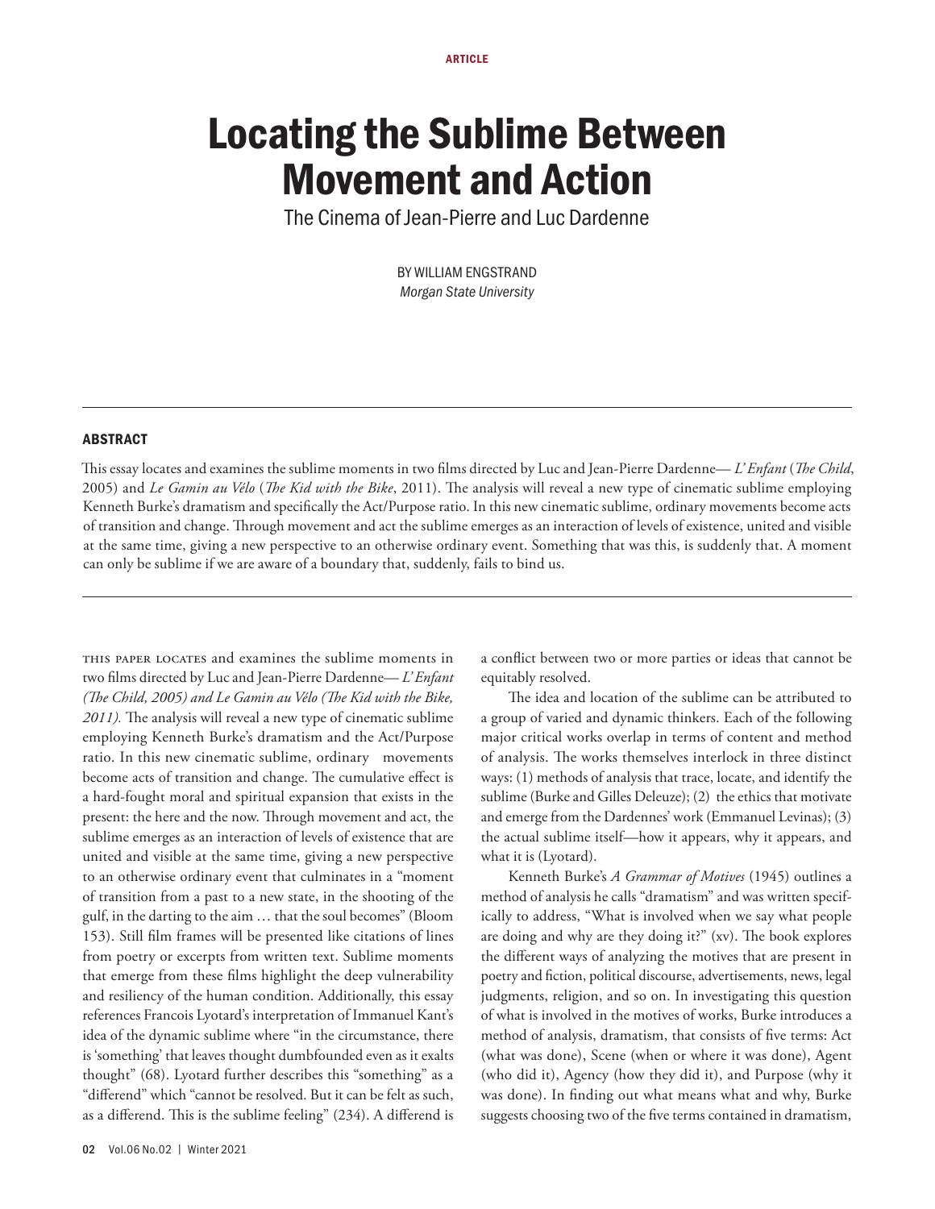ARTICLE

# Locating the Sublime Between Movement and Action

## The Cinema of Jean-Pierre and Luc Dardenne

BY WILLIAM ENGSTRAND
*Morgan State University*

### ABSTRACT

This essay locates and examines the sublime moments in two films directed by Luc and Jean-Pierre Dardenne— *L'Enfant* (*The Child*, 2005) and *Le Gamin au Vélo* (*The Kid with the Bike*, 2011). The analysis will reveal a new type of cinematic sublime employing Kenneth Burke's dramatism and specifically the Act/Purpose ratio. In this new cinematic sublime, ordinary movements become acts of transition and change. Through movement and act the sublime emerges as an interaction of levels of existence, united and visible at the same time, giving a new perspective to an otherwise ordinary event. Something that was this, is suddenly that. A moment can only be sublime if we are aware of a boundary that, suddenly, fails to bind us.

---

This paper locates and examines the sublime moments in two films directed by Luc and Jean-Pierre Dardenne— *L'Enfant (The Child, 2005) and Le Gamin au Vélo (The Kid with the Bike, 2011).* The analysis will reveal a new type of cinematic sublime employing Kenneth Burke's dramatism and the Act/Purpose ratio. In this new cinematic sublime, ordinary movements become acts of transition and change. The cumulative effect is a hard-fought moral and spiritual expansion that exists in the present: the here and the now. Through movement and act, the sublime emerges as an interaction of levels of existence that are united and visible at the same time, giving a new perspective to an otherwise ordinary event that culminates in a "moment of transition from a past to a new state, in the shooting of the gulf, in the darting to the aim … that the soul becomes" (Bloom 153). Still film frames will be presented like citations of lines from poetry or excerpts from written text. Sublime moments that emerge from these films highlight the deep vulnerability and resiliency of the human condition. Additionally, this essay references Francois Lyotard's interpretation of Immanuel Kant's idea of the dynamic sublime where "in the circumstance, there is 'something' that leaves thought dumbfounded even as it exalts thought" (68). Lyotard further describes this "something" as a "differend" which "cannot be resolved. But it can be felt as such, as a differend. This is the sublime feeling" (234). A differend is a conflict between two or more parties or ideas that cannot be equitably resolved.

The idea and location of the sublime can be attributed to a group of varied and dynamic thinkers. Each of the following major critical works overlap in terms of content and method of analysis. The works themselves interlock in three distinct ways: (1) methods of analysis that trace, locate, and identify the sublime (Burke and Gilles Deleuze); (2) the ethics that motivate and emerge from the Dardennes' work (Emmanuel Levinas); (3) the actual sublime itself—how it appears, why it appears, and what it is (Lyotard).

Kenneth Burke's *A Grammar of Motives* (1945) outlines a method of analysis he calls "dramatism" and was written specifically to address, "What is involved when we say what people are doing and why are they doing it?" (xv). The book explores the different ways of analyzing the motives that are present in poetry and fiction, political discourse, advertisements, news, legal judgments, religion, and so on. In investigating this question of what is involved in the motives of works, Burke introduces a method of analysis, dramatism, that consists of five terms: Act (what was done), Scene (when or where it was done), Agent (who did it), Agency (how they did it), and Purpose (why it was done). In finding out what means what and why, Burke suggests choosing two of the five terms contained in dramatism,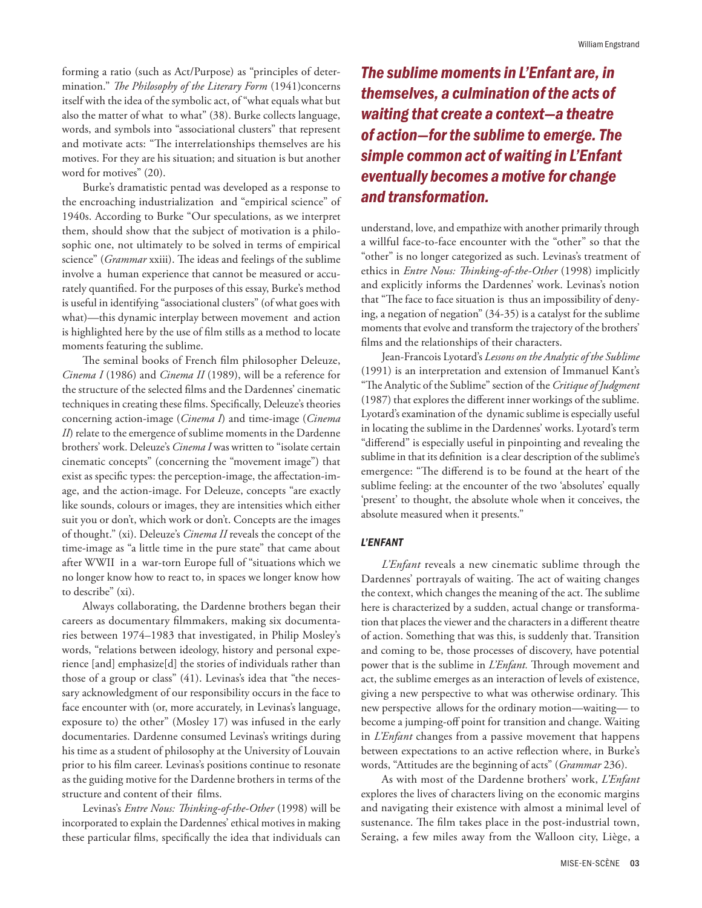forming a ratio (such as Act/Purpose) as "principles of determination." *The Philosophy of the Literary Form* (1941)concerns itself with the idea of the symbolic act, of "what equals what but also the matter of what to what" (38). Burke collects language, words, and symbols into "associational clusters" that represent and motivate acts: "The interrelationships themselves are his motives. For they are his situation; and situation is but another word for motives" (20).

Burke's dramatistic pentad was developed as a response to the encroaching industrialization and "empirical science" of 1940s. According to Burke "Our speculations, as we interpret them, should show that the subject of motivation is a philosophic one, not ultimately to be solved in terms of empirical science" (*Grammar* xxiii). The ideas and feelings of the sublime involve a human experience that cannot be measured or accurately quantified. For the purposes of this essay, Burke's method is useful in identifying "associational clusters" (of what goes with what)—this dynamic interplay between movement and action is highlighted here by the use of film stills as a method to locate moments featuring the sublime.

The seminal books of French film philosopher Deleuze, *Cinema I* (1986) and *Cinema II* (1989), will be a reference for the structure of the selected films and the Dardennes' cinematic techniques in creating these films. Specifically, Deleuze's theories concerning action-image (*Cinema I*) and time-image (*Cinema II*) relate to the emergence of sublime moments in the Dardenne brothers' work. Deleuze's *Cinema I* was written to "isolate certain cinematic concepts" (concerning the "movement image") that exist as specific types: the perception-image, the affectation-image, and the action-image. For Deleuze, concepts "are exactly like sounds, colours or images, they are intensities which either suit you or don't, which work or don't. Concepts are the images of thought." (xi). Deleuze's *Cinema II* reveals the concept of the time-image as "a little time in the pure state" that came about after WWII in a war-torn Europe full of "situations which we no longer know how to react to, in spaces we longer know how to describe" (xi).

Always collaborating, the Dardenne brothers began their careers as documentary filmmakers, making six documentaries between 1974–1983 that investigated, in Philip Mosley's words, "relations between ideology, history and personal experience [and] emphasize[d] the stories of individuals rather than those of a group or class" (41). Levinas's idea that "the necessary acknowledgment of our responsibility occurs in the face to face encounter with (or, more accurately, in Levinas's language, exposure to) the other" (Mosley 17) was infused in the early documentaries. Dardenne consumed Levinas's writings during his time as a student of philosophy at the University of Louvain prior to his film career. Levinas's positions continue to resonate as the guiding motive for the Dardenne brothers in terms of the structure and content of their films.

Levinas's *Entre Nous: Thinking-of-the-Other* (1998) will be incorporated to explain the Dardennes' ethical motives in making these particular films, specifically the idea that individuals can understand, love, and empathize with another primarily through a willful face-to-face encounter with the "other" so that the "other" is no longer categorized as such. Levinas's treatment of ethics in *Entre Nous: Thinking-of-the-Other* (1998) implicitly and explicitly informs the Dardennes' work. Levinas's notion that "The face to face situation is thus an impossibility of denying, a negation of negation" (34-35) is a catalyst for the sublime moments that evolve and transform the trajectory of the brothers' films and the relationships of their characters.

> ***The sublime moments in L'Enfant are, in themselves, a culmination of the acts of waiting that create a context—a theatre of action—for the sublime to emerge. The simple common act of waiting in L'Enfant eventually becomes a motive for change and transformation.***

Jean-Francois Lyotard's *Lessons on the Analytic of the Sublime* (1991) is an interpretation and extension of Immanuel Kant's "The Analytic of the Sublime" section of the *Critique of Judgment* (1987) that explores the different inner workings of the sublime. Lyotard's examination of the dynamic sublime is especially useful in locating the sublime in the Dardennes' works. Lyotard's term "differend" is especially useful in pinpointing and revealing the sublime in that its definition is a clear description of the sublime's emergence: "The differend is to be found at the heart of the sublime feeling: at the encounter of the two 'absolutes' equally 'present' to thought, the absolute whole when it conceives, the absolute measured when it presents."

## *L'ENFANT*

*L'Enfant* reveals a new cinematic sublime through the Dardennes' portrayals of waiting. The act of waiting changes the context, which changes the meaning of the act. The sublime here is characterized by a sudden, actual change or transformation that places the viewer and the characters in a different theatre of action. Something that was this, is suddenly that. Transition and coming to be, those processes of discovery, have potential power that is the sublime in *L'Enfant.* Through movement and act, the sublime emerges as an interaction of levels of existence, giving a new perspective to what was otherwise ordinary. This new perspective allows for the ordinary motion—waiting— to become a jumping-off point for transition and change. Waiting in *L'Enfant* changes from a passive movement that happens between expectations to an active reflection where, in Burke's words, "Attitudes are the beginning of acts" (*Grammar* 236).

As with most of the Dardenne brothers' work, *L'Enfant* explores the lives of characters living on the economic margins and navigating their existence with almost a minimal level of sustenance. The film takes place in the post-industrial town, Seraing, a few miles away from the Walloon city, Liège, a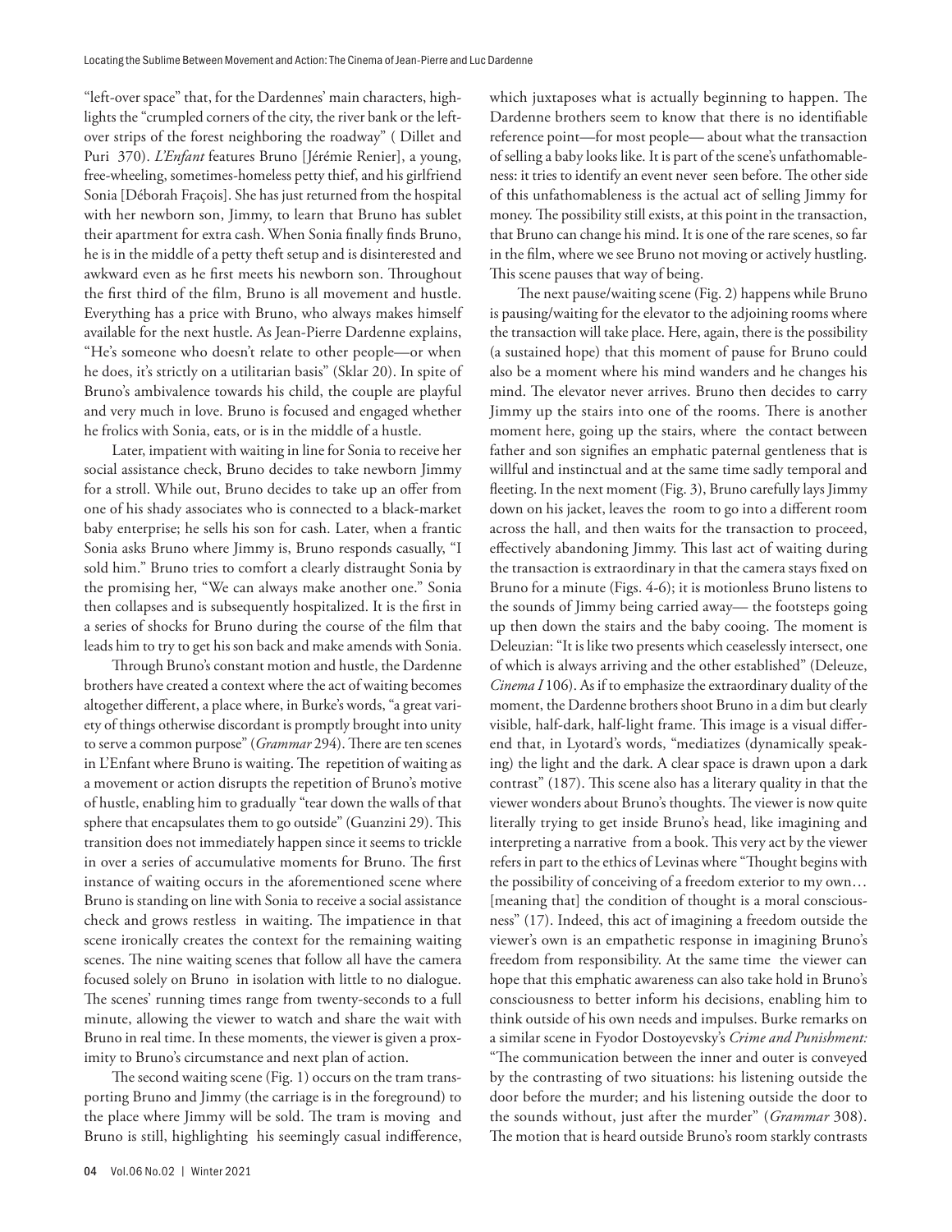"left-over space" that, for the Dardennes' main characters, highlights the "crumpled corners of the city, the river bank or the left-over strips of the forest neighboring the roadway" ( Dillet and Puri 370). *L'Enfant* features Bruno [Jérémie Renier], a young, free-wheeling, sometimes-homeless petty thief, and his girlfriend Sonia [Déborah Fraçois]. She has just returned from the hospital with her newborn son, Jimmy, to learn that Bruno has sublet their apartment for extra cash. When Sonia finally finds Bruno, he is in the middle of a petty theft setup and is disinterested and awkward even as he first meets his newborn son. Throughout the first third of the film, Bruno is all movement and hustle. Everything has a price with Bruno, who always makes himself available for the next hustle. As Jean-Pierre Dardenne explains, "He's someone who doesn't relate to other people—or when he does, it's strictly on a utilitarian basis" (Sklar 20). In spite of Bruno's ambivalence towards his child, the couple are playful and very much in love. Bruno is focused and engaged whether he frolics with Sonia, eats, or is in the middle of a hustle.

Later, impatient with waiting in line for Sonia to receive her social assistance check, Bruno decides to take newborn Jimmy for a stroll. While out, Bruno decides to take up an offer from one of his shady associates who is connected to a black-market baby enterprise; he sells his son for cash. Later, when a frantic Sonia asks Bruno where Jimmy is, Bruno responds casually, "I sold him." Bruno tries to comfort a clearly distraught Sonia by the promising her, "We can always make another one." Sonia then collapses and is subsequently hospitalized. It is the first in a series of shocks for Bruno during the course of the film that leads him to try to get his son back and make amends with Sonia.

Through Bruno's constant motion and hustle, the Dardenne brothers have created a context where the act of waiting becomes altogether different, a place where, in Burke's words, "a great variety of things otherwise discordant is promptly brought into unity to serve a common purpose" (*Grammar* 294). There are ten scenes in L'Enfant where Bruno is waiting. The repetition of waiting as a movement or action disrupts the repetition of Bruno's motive of hustle, enabling him to gradually "tear down the walls of that sphere that encapsulates them to go outside" (Guanzini 29). This transition does not immediately happen since it seems to trickle in over a series of accumulative moments for Bruno. The first instance of waiting occurs in the aforementioned scene where Bruno is standing on line with Sonia to receive a social assistance check and grows restless in waiting. The impatience in that scene ironically creates the context for the remaining waiting scenes. The nine waiting scenes that follow all have the camera focused solely on Bruno in isolation with little to no dialogue. The scenes' running times range from twenty-seconds to a full minute, allowing the viewer to watch and share the wait with Bruno in real time. In these moments, the viewer is given a proximity to Bruno's circumstance and next plan of action.

The second waiting scene (Fig. 1) occurs on the tram transporting Bruno and Jimmy (the carriage is in the foreground) to the place where Jimmy will be sold. The tram is moving and Bruno is still, highlighting his seemingly casual indifference, which juxtaposes what is actually beginning to happen. The Dardenne brothers seem to know that there is no identifiable reference point—for most people— about what the transaction of selling a baby looks like. It is part of the scene's unfathomableness: it tries to identify an event never seen before. The other side of this unfathomableness is the actual act of selling Jimmy for money. The possibility still exists, at this point in the transaction, that Bruno can change his mind. It is one of the rare scenes, so far in the film, where we see Bruno not moving or actively hustling. This scene pauses that way of being.

The next pause/waiting scene (Fig. 2) happens while Bruno is pausing/waiting for the elevator to the adjoining rooms where the transaction will take place. Here, again, there is the possibility (a sustained hope) that this moment of pause for Bruno could also be a moment where his mind wanders and he changes his mind. The elevator never arrives. Bruno then decides to carry Jimmy up the stairs into one of the rooms. There is another moment here, going up the stairs, where the contact between father and son signifies an emphatic paternal gentleness that is willful and instinctual and at the same time sadly temporal and fleeting. In the next moment (Fig. 3), Bruno carefully lays Jimmy down on his jacket, leaves the room to go into a different room across the hall, and then waits for the transaction to proceed, effectively abandoning Jimmy. This last act of waiting during the transaction is extraordinary in that the camera stays fixed on Bruno for a minute (Figs. 4-6); it is motionless Bruno listens to the sounds of Jimmy being carried away— the footsteps going up then down the stairs and the baby cooing. The moment is Deleuzian: "It is like two presents which ceaselessly intersect, one of which is always arriving and the other established" (Deleuze, *Cinema I* 106). As if to emphasize the extraordinary duality of the moment, the Dardenne brothers shoot Bruno in a dim but clearly visible, half-dark, half-light frame. This image is a visual differend that, in Lyotard's words, "mediatizes (dynamically speaking) the light and the dark. A clear space is drawn upon a dark contrast" (187). This scene also has a literary quality in that the viewer wonders about Bruno's thoughts. The viewer is now quite literally trying to get inside Bruno's head, like imagining and interpreting a narrative from a book. This very act by the viewer refers in part to the ethics of Levinas where "Thought begins with the possibility of conceiving of a freedom exterior to my own… [meaning that] the condition of thought is a moral consciousness" (17). Indeed, this act of imagining a freedom outside the viewer's own is an empathetic response in imagining Bruno's freedom from responsibility. At the same time the viewer can hope that this emphatic awareness can also take hold in Bruno's consciousness to better inform his decisions, enabling him to think outside of his own needs and impulses. Burke remarks on a similar scene in Fyodor Dostoyevsky's *Crime and Punishment:* "The communication between the inner and outer is conveyed by the contrasting of two situations: his listening outside the door before the murder; and his listening outside the door to the sounds without, just after the murder" (*Grammar* 308). The motion that is heard outside Bruno's room starkly contrasts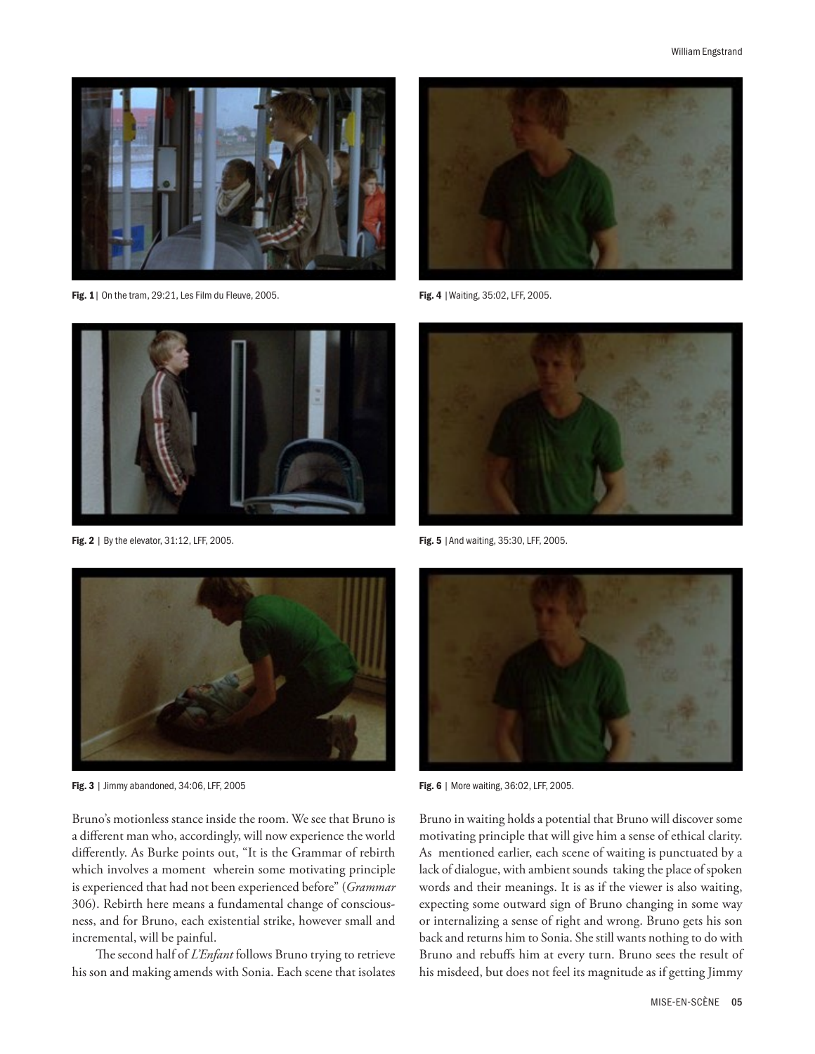Fig. 1 | On the tram, 29:21, Les Film du Fleuve, 2005.

Fig. 2 | By the elevator, 31:12, LFF, 2005.

Fig. 3 | Jimmy abandoned, 34:06, LFF, 2005

Fig. 4 | Waiting, 35:02, LFF, 2005.

Fig. 5 | And waiting, 35:30, LFF, 2005.

Fig. 6 | More waiting, 36:02, LFF, 2005.

Bruno's motionless stance inside the room. We see that Bruno is a different man who, accordingly, will now experience the world differently. As Burke points out, "It is the Grammar of rebirth which involves a moment wherein some motivating principle is experienced that had not been experienced before" (*Grammar* 306). Rebirth here means a fundamental change of consciousness, and for Bruno, each existential strike, however small and incremental, will be painful.

The second half of *L'Enfant* follows Bruno trying to retrieve his son and making amends with Sonia. Each scene that isolates Bruno in waiting holds a potential that Bruno will discover some motivating principle that will give him a sense of ethical clarity. As mentioned earlier, each scene of waiting is punctuated by a lack of dialogue, with ambient sounds taking the place of spoken words and their meanings. It is as if the viewer is also waiting, expecting some outward sign of Bruno changing in some way or internalizing a sense of right and wrong. Bruno gets his son back and returns him to Sonia. She still wants nothing to do with Bruno and rebuffs him at every turn. Bruno sees the result of his misdeed, but does not feel its magnitude as if getting Jimmy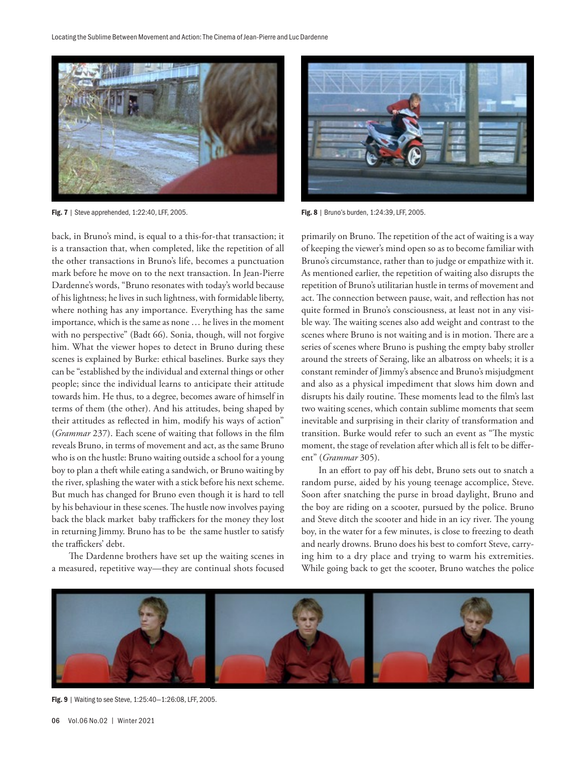Fig. 7 | Steve apprehended, 1:22:40, LFF, 2005.

Fig. 8 | Bruno's burden, 1:24:39, LFF, 2005.

back, in Bruno's mind, is equal to a this-for-that transaction; it is a transaction that, when completed, like the repetition of all the other transactions in Bruno's life, becomes a punctuation mark before he move on to the next transaction. In Jean-Pierre Dardenne's words, "Bruno resonates with today's world because of his lightness; he lives in such lightness, with formidable liberty, where nothing has any importance. Everything has the same importance, which is the same as none … he lives in the moment with no perspective" (Badt 66). Sonia, though, will not forgive him. What the viewer hopes to detect in Bruno during these scenes is explained by Burke: ethical baselines. Burke says they can be "established by the individual and external things or other people; since the individual learns to anticipate their attitude towards him. He thus, to a degree, becomes aware of himself in terms of them (the other). And his attitudes, being shaped by their attitudes as reflected in him, modify his ways of action" (*Grammar* 237). Each scene of waiting that follows in the film reveals Bruno, in terms of movement and act, as the same Bruno who is on the hustle: Bruno waiting outside a school for a young boy to plan a theft while eating a sandwich, or Bruno waiting by the river, splashing the water with a stick before his next scheme. But much has changed for Bruno even though it is hard to tell by his behaviour in these scenes. The hustle now involves paying back the black market baby traffickers for the money they lost in returning Jimmy. Bruno has to be the same hustler to satisfy the traffickers' debt.

The Dardenne brothers have set up the waiting scenes in a measured, repetitive way—they are continual shots focused primarily on Bruno. The repetition of the act of waiting is a way of keeping the viewer's mind open so as to become familiar with Bruno's circumstance, rather than to judge or empathize with it. As mentioned earlier, the repetition of waiting also disrupts the repetition of Bruno's utilitarian hustle in terms of movement and act. The connection between pause, wait, and reflection has not quite formed in Bruno's consciousness, at least not in any visible way. The waiting scenes also add weight and contrast to the scenes where Bruno is not waiting and is in motion. There are a series of scenes where Bruno is pushing the empty baby stroller around the streets of Seraing, like an albatross on wheels; it is a constant reminder of Jimmy's absence and Bruno's misjudgment and also as a physical impediment that slows him down and disrupts his daily routine. These moments lead to the film's last two waiting scenes, which contain sublime moments that seem inevitable and surprising in their clarity of transformation and transition. Burke would refer to such an event as "The mystic moment, the stage of revelation after which all is felt to be different" (*Grammar* 305).

In an effort to pay off his debt, Bruno sets out to snatch a random purse, aided by his young teenage accomplice, Steve. Soon after snatching the purse in broad daylight, Bruno and the boy are riding on a scooter, pursued by the police. Bruno and Steve ditch the scooter and hide in an icy river. The young boy, in the water for a few minutes, is close to freezing to death and nearly drowns. Bruno does his best to comfort Steve, carrying him to a dry place and trying to warm his extremities. While going back to get the scooter, Bruno watches the police

Fig. 9 | Waiting to see Steve, 1:25:40–1:26:08, LFF, 2005.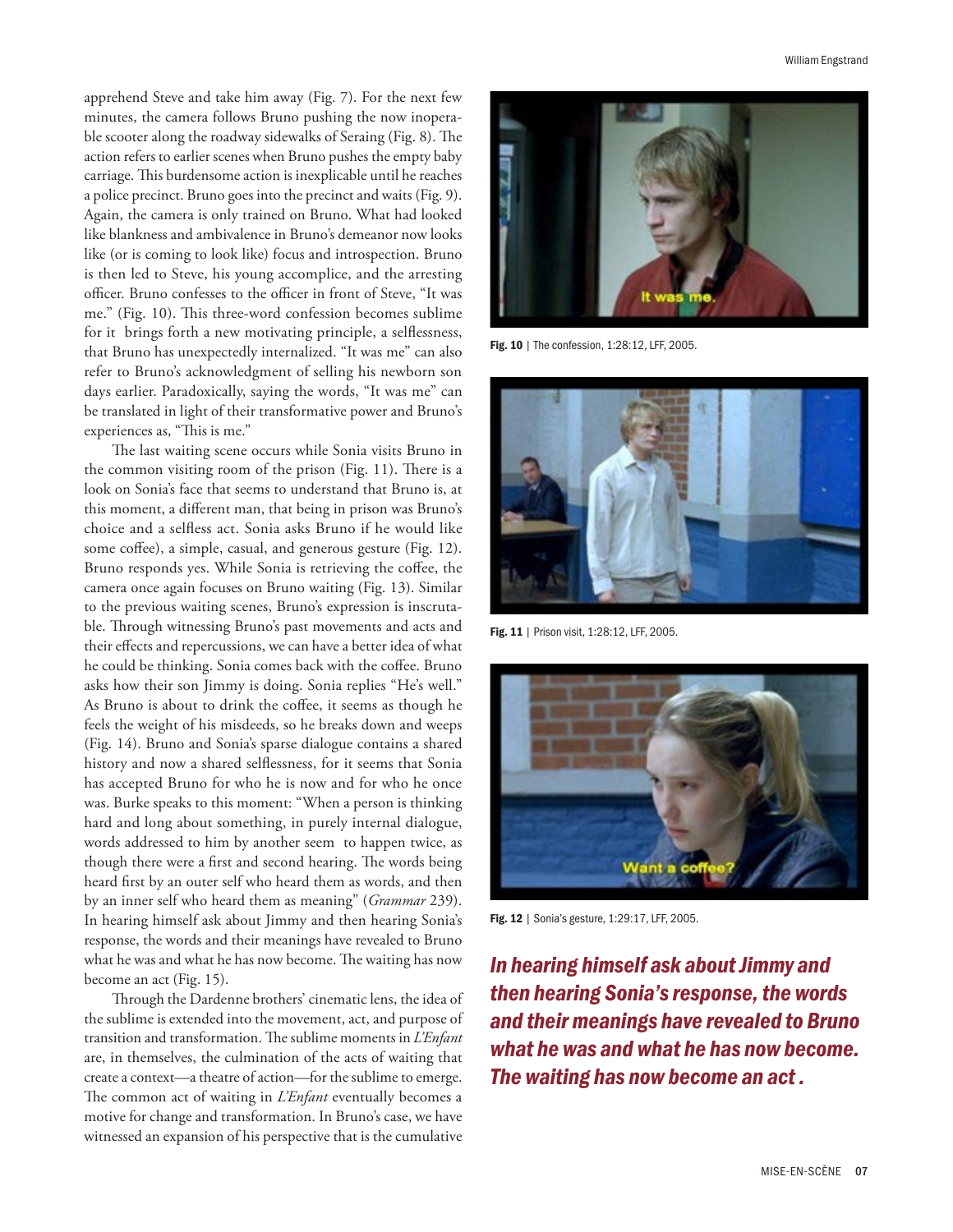apprehend Steve and take him away (Fig. 7). For the next few minutes, the camera follows Bruno pushing the now inoperable scooter along the roadway sidewalks of Seraing (Fig. 8). The action refers to earlier scenes when Bruno pushes the empty baby carriage. This burdensome action is inexplicable until he reaches a police precinct. Bruno goes into the precinct and waits (Fig. 9). Again, the camera is only trained on Bruno. What had looked like blankness and ambivalence in Bruno's demeanor now looks like (or is coming to look like) focus and introspection. Bruno is then led to Steve, his young accomplice, and the arresting officer. Bruno confesses to the officer in front of Steve, "It was me." (Fig. 10). This three-word confession becomes sublime for it brings forth a new motivating principle, a selflessness, that Bruno has unexpectedly internalized. "It was me" can also refer to Bruno's acknowledgment of selling his newborn son days earlier. Paradoxically, saying the words, "It was me" can be translated in light of their transformative power and Bruno's experiences as, "This is me."

The last waiting scene occurs while Sonia visits Bruno in the common visiting room of the prison (Fig. 11). There is a look on Sonia's face that seems to understand that Bruno is, at this moment, a different man, that being in prison was Bruno's choice and a selfless act. Sonia asks Bruno if he would like some coffee), a simple, casual, and generous gesture (Fig. 12). Bruno responds yes. While Sonia is retrieving the coffee, the camera once again focuses on Bruno waiting (Fig. 13). Similar to the previous waiting scenes, Bruno's expression is inscrutable. Through witnessing Bruno's past movements and acts and their effects and repercussions, we can have a better idea of what he could be thinking. Sonia comes back with the coffee. Bruno asks how their son Jimmy is doing. Sonia replies "He's well." As Bruno is about to drink the coffee, it seems as though he feels the weight of his misdeeds, so he breaks down and weeps (Fig. 14). Bruno and Sonia's sparse dialogue contains a shared history and now a shared selflessness, for it seems that Sonia has accepted Bruno for who he is now and for who he once was. Burke speaks to this moment: "When a person is thinking hard and long about something, in purely internal dialogue, words addressed to him by another seem to happen twice, as though there were a first and second hearing. The words being heard first by an outer self who heard them as words, and then by an inner self who heard them as meaning" (*Grammar* 239). In hearing himself ask about Jimmy and then hearing Sonia's response, the words and their meanings have revealed to Bruno what he was and what he has now become. The waiting has now become an act (Fig. 15).

Through the Dardenne brothers' cinematic lens, the idea of the sublime is extended into the movement, act, and purpose of transition and transformation. The sublime moments in *L'Enfant* are, in themselves, the culmination of the acts of waiting that create a context—a theatre of action—for the sublime to emerge. The common act of waiting in *L'Enfant* eventually becomes a motive for change and transformation. In Bruno's case, we have witnessed an expansion of his perspective that is the cumulative

It was me.

**Fig. 10** | The confession, 1:28:12, LFF, 2005.

**Fig. 11** | Prison visit, 1:28:12, LFF, 2005.

Want a coffee?

**Fig. 12** | Sonia's gesture, 1:29:17, LFF, 2005.

***In hearing himself ask about Jimmy and then hearing Sonia's response, the words and their meanings have revealed to Bruno what he was and what he has now become. The waiting has now become an act .***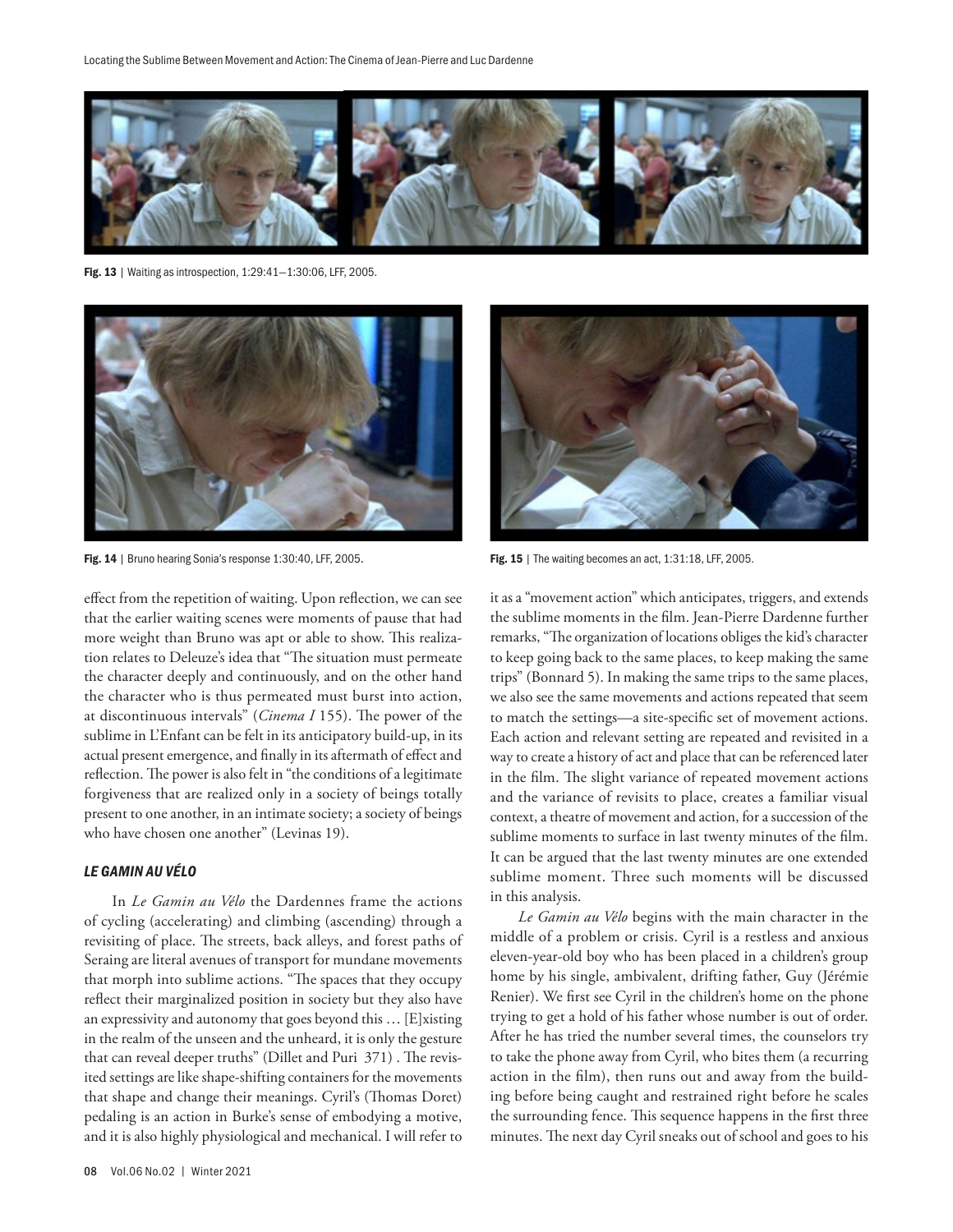Fig. 13 | Waiting as introspection, 1:29:41–1:30:06, LFF, 2005.

Fig. 14 | Bruno hearing Sonia's response 1:30:40, LFF, 2005.

Fig. 15 | The waiting becomes an act, 1:31:18, LFF, 2005.

effect from the repetition of waiting. Upon reflection, we can see that the earlier waiting scenes were moments of pause that had more weight than Bruno was apt or able to show. This realization relates to Deleuze's idea that "The situation must permeate the character deeply and continuously, and on the other hand the character who is thus permeated must burst into action, at discontinuous intervals" (*Cinema I* 155). The power of the sublime in L'Enfant can be felt in its anticipatory build-up, in its actual present emergence, and finally in its aftermath of effect and reflection. The power is also felt in "the conditions of a legitimate forgiveness that are realized only in a society of beings totally present to one another, in an intimate society; a society of beings who have chosen one another" (Levinas 19).

## *LE GAMIN AU VÉLO*

In *Le Gamin au Vélo* the Dardennes frame the actions of cycling (accelerating) and climbing (ascending) through a revisiting of place. The streets, back alleys, and forest paths of Seraing are literal avenues of transport for mundane movements that morph into sublime actions. "The spaces that they occupy reflect their marginalized position in society but they also have an expressivity and autonomy that goes beyond this … [E]xisting in the realm of the unseen and the unheard, it is only the gesture that can reveal deeper truths" (Dillet and Puri 371) . The revisited settings are like shape-shifting containers for the movements that shape and change their meanings. Cyril's (Thomas Doret) pedaling is an action in Burke's sense of embodying a motive, and it is also highly physiological and mechanical. I will refer to it as a "movement action" which anticipates, triggers, and extends the sublime moments in the film. Jean-Pierre Dardenne further remarks, "The organization of locations obliges the kid's character to keep going back to the same places, to keep making the same trips" (Bonnard 5). In making the same trips to the same places, we also see the same movements and actions repeated that seem to match the settings—a site-specific set of movement actions. Each action and relevant setting are repeated and revisited in a way to create a history of act and place that can be referenced later in the film. The slight variance of repeated movement actions and the variance of revisits to place, creates a familiar visual context, a theatre of movement and action, for a succession of the sublime moments to surface in last twenty minutes of the film. It can be argued that the last twenty minutes are one extended sublime moment. Three such moments will be discussed in this analysis.

*Le Gamin au Vélo* begins with the main character in the middle of a problem or crisis. Cyril is a restless and anxious eleven-year-old boy who has been placed in a children's group home by his single, ambivalent, drifting father, Guy (Jérémie Renier). We first see Cyril in the children's home on the phone trying to get a hold of his father whose number is out of order. After he has tried the number several times, the counselors try to take the phone away from Cyril, who bites them (a recurring action in the film), then runs out and away from the building before being caught and restrained right before he scales the surrounding fence. This sequence happens in the first three minutes. The next day Cyril sneaks out of school and goes to his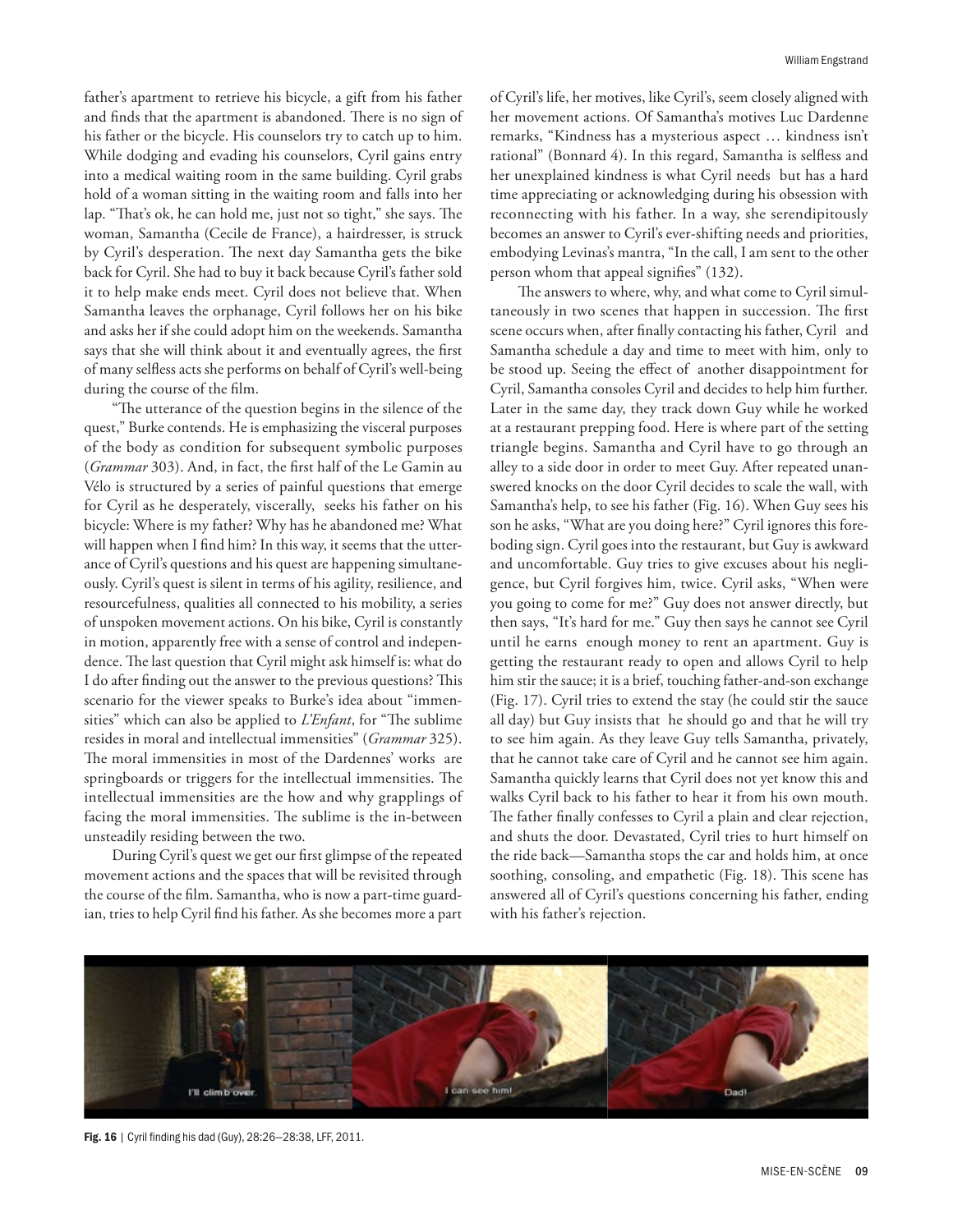father's apartment to retrieve his bicycle, a gift from his father and finds that the apartment is abandoned. There is no sign of his father or the bicycle. His counselors try to catch up to him. While dodging and evading his counselors, Cyril gains entry into a medical waiting room in the same building. Cyril grabs hold of a woman sitting in the waiting room and falls into her lap. "That's ok, he can hold me, just not so tight," she says. The woman, Samantha (Cecile de France), a hairdresser, is struck by Cyril's desperation. The next day Samantha gets the bike back for Cyril. She had to buy it back because Cyril's father sold it to help make ends meet. Cyril does not believe that. When Samantha leaves the orphanage, Cyril follows her on his bike and asks her if she could adopt him on the weekends. Samantha says that she will think about it and eventually agrees, the first of many selfless acts she performs on behalf of Cyril's well-being during the course of the film.

"The utterance of the question begins in the silence of the quest," Burke contends. He is emphasizing the visceral purposes of the body as condition for subsequent symbolic purposes (*Grammar* 303). And, in fact, the first half of the Le Gamin au Vélo is structured by a series of painful questions that emerge for Cyril as he desperately, viscerally, seeks his father on his bicycle: Where is my father? Why has he abandoned me? What will happen when I find him? In this way, it seems that the utterance of Cyril's questions and his quest are happening simultaneously. Cyril's quest is silent in terms of his agility, resilience, and resourcefulness, qualities all connected to his mobility, a series of unspoken movement actions. On his bike, Cyril is constantly in motion, apparently free with a sense of control and independence. The last question that Cyril might ask himself is: what do I do after finding out the answer to the previous questions? This scenario for the viewer speaks to Burke's idea about "immensities" which can also be applied to *L'Enfant*, for "The sublime resides in moral and intellectual immensities" (*Grammar* 325). The moral immensities in most of the Dardennes' works are springboards or triggers for the intellectual immensities. The intellectual immensities are the how and why grapplings of facing the moral immensities. The sublime is the in-between unsteadily residing between the two.

During Cyril's quest we get our first glimpse of the repeated movement actions and the spaces that will be revisited through the course of the film. Samantha, who is now a part-time guardian, tries to help Cyril find his father. As she becomes more a part of Cyril's life, her motives, like Cyril's, seem closely aligned with her movement actions. Of Samantha's motives Luc Dardenne remarks, "Kindness has a mysterious aspect … kindness isn't rational" (Bonnard 4). In this regard, Samantha is selfless and her unexplained kindness is what Cyril needs but has a hard time appreciating or acknowledging during his obsession with reconnecting with his father. In a way, she serendipitously becomes an answer to Cyril's ever-shifting needs and priorities, embodying Levinas's mantra, "In the call, I am sent to the other person whom that appeal signifies" (132).

The answers to where, why, and what come to Cyril simultaneously in two scenes that happen in succession. The first scene occurs when, after finally contacting his father, Cyril and Samantha schedule a day and time to meet with him, only to be stood up. Seeing the effect of another disappointment for Cyril, Samantha consoles Cyril and decides to help him further. Later in the same day, they track down Guy while he worked at a restaurant prepping food. Here is where part of the setting triangle begins. Samantha and Cyril have to go through an alley to a side door in order to meet Guy. After repeated unanswered knocks on the door Cyril decides to scale the wall, with Samantha's help, to see his father (Fig. 16). When Guy sees his son he asks, "What are you doing here?" Cyril ignores this foreboding sign. Cyril goes into the restaurant, but Guy is awkward and uncomfortable. Guy tries to give excuses about his negligence, but Cyril forgives him, twice. Cyril asks, "When were you going to come for me?" Guy does not answer directly, but then says, "It's hard for me." Guy then says he cannot see Cyril until he earns enough money to rent an apartment. Guy is getting the restaurant ready to open and allows Cyril to help him stir the sauce; it is a brief, touching father-and-son exchange (Fig. 17). Cyril tries to extend the stay (he could stir the sauce all day) but Guy insists that he should go and that he will try to see him again. As they leave Guy tells Samantha, privately, that he cannot take care of Cyril and he cannot see him again. Samantha quickly learns that Cyril does not yet know this and walks Cyril back to his father to hear it from his own mouth. The father finally confesses to Cyril a plain and clear rejection, and shuts the door. Devastated, Cyril tries to hurt himself on the ride back—Samantha stops the car and holds him, at once soothing, consoling, and empathetic (Fig. 18). This scene has answered all of Cyril's questions concerning his father, ending with his father's rejection.

**Fig. 16** | Cyril finding his dad (Guy), 28:26–28:38, LFF, 2011.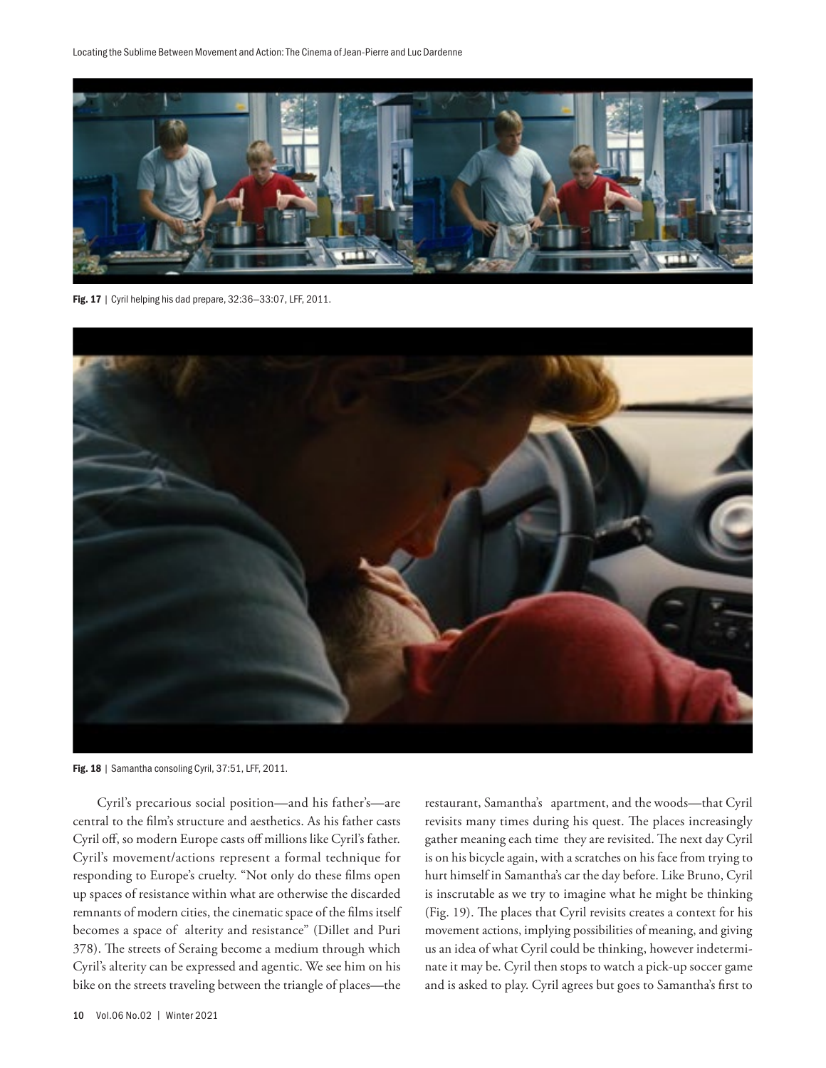**Fig. 17** | Cyril helping his dad prepare, 32:36–33:07, LFF, 2011.

**Fig. 18** | Samantha consoling Cyril, 37:51, LFF, 2011.

Cyril's precarious social position—and his father's—are central to the film's structure and aesthetics. As his father casts Cyril off, so modern Europe casts off millions like Cyril's father. Cyril's movement/actions represent a formal technique for responding to Europe's cruelty. "Not only do these films open up spaces of resistance within what are otherwise the discarded remnants of modern cities, the cinematic space of the films itself becomes a space of alterity and resistance" (Dillet and Puri 378). The streets of Seraing become a medium through which Cyril's alterity can be expressed and agentic. We see him on his bike on the streets traveling between the triangle of places—the restaurant, Samantha's apartment, and the woods—that Cyril revisits many times during his quest. The places increasingly gather meaning each time they are revisited. The next day Cyril is on his bicycle again, with a scratches on his face from trying to hurt himself in Samantha's car the day before. Like Bruno, Cyril is inscrutable as we try to imagine what he might be thinking (Fig. 19). The places that Cyril revisits creates a context for his movement actions, implying possibilities of meaning, and giving us an idea of what Cyril could be thinking, however indeterminate it may be. Cyril then stops to watch a pick-up soccer game and is asked to play. Cyril agrees but goes to Samantha's first to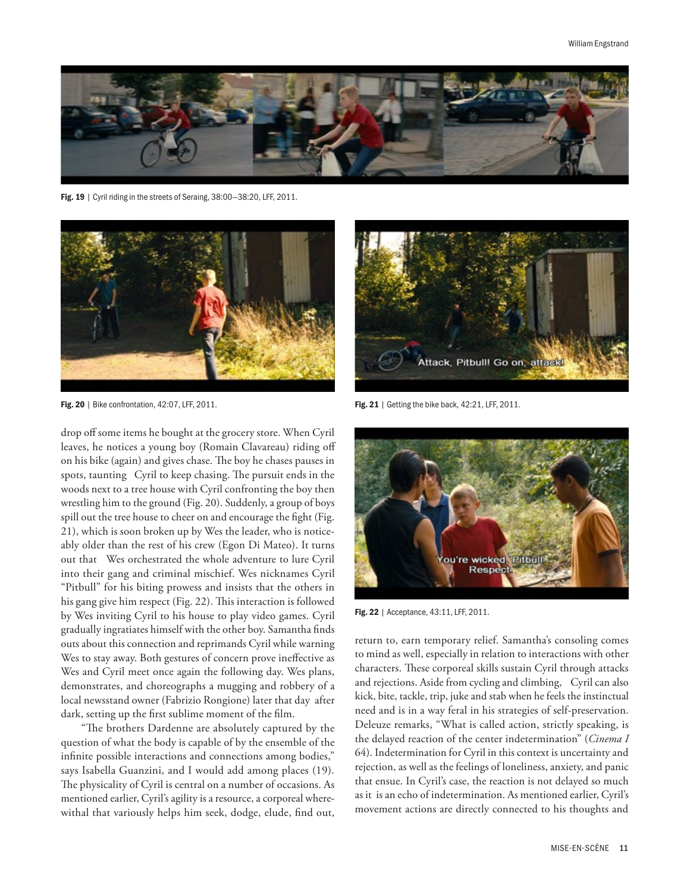Fig. 19 | Cyril riding in the streets of Seraing, 38:00—38:20, LFF, 2011.

Fig. 20 | Bike confrontation, 42:07, LFF, 2011.

Fig. 21 | Getting the bike back, 42:21, LFF, 2011.

drop off some items he bought at the grocery store. When Cyril leaves, he notices a young boy (Romain Clavareau) riding off on his bike (again) and gives chase. The boy he chases pauses in spots, taunting Cyril to keep chasing. The pursuit ends in the woods next to a tree house with Cyril confronting the boy then wrestling him to the ground (Fig. 20). Suddenly, a group of boys spill out the tree house to cheer on and encourage the fight (Fig. 21), which is soon broken up by Wes the leader, who is noticeably older than the rest of his crew (Egon Di Mateo). It turns out that Wes orchestrated the whole adventure to lure Cyril into their gang and criminal mischief. Wes nicknames Cyril "Pitbull" for his biting prowess and insists that the others in his gang give him respect (Fig. 22). This interaction is followed by Wes inviting Cyril to his house to play video games. Cyril gradually ingratiates himself with the other boy. Samantha finds outs about this connection and reprimands Cyril while warning Wes to stay away. Both gestures of concern prove ineffective as Wes and Cyril meet once again the following day. Wes plans, demonstrates, and choreographs a mugging and robbery of a local newsstand owner (Fabrizio Rongione) later that day after dark, setting up the first sublime moment of the film.

"The brothers Dardenne are absolutely captured by the question of what the body is capable of by the ensemble of the infinite possible interactions and connections among bodies," says Isabella Guanzini, and I would add among places (19). The physicality of Cyril is central on a number of occasions. As mentioned earlier, Cyril's agility is a resource, a corporeal wherewithal that variously helps him seek, dodge, elude, find out, return to, earn temporary relief. Samantha's consoling comes to mind as well, especially in relation to interactions with other characters. These corporeal skills sustain Cyril through attacks and rejections. Aside from cycling and climbing, Cyril can also kick, bite, tackle, trip, juke and stab when he feels the instinctual need and is in a way feral in his strategies of self-preservation. Deleuze remarks, "What is called action, strictly speaking, is the delayed reaction of the center indetermination" (*Cinema I* 64). Indetermination for Cyril in this context is uncertainty and rejection, as well as the feelings of loneliness, anxiety, and panic that ensue. In Cyril's case, the reaction is not delayed so much as it is an echo of indetermination. As mentioned earlier, Cyril's movement actions are directly connected to his thoughts and

Fig. 22 | Acceptance, 43:11, LFF, 2011.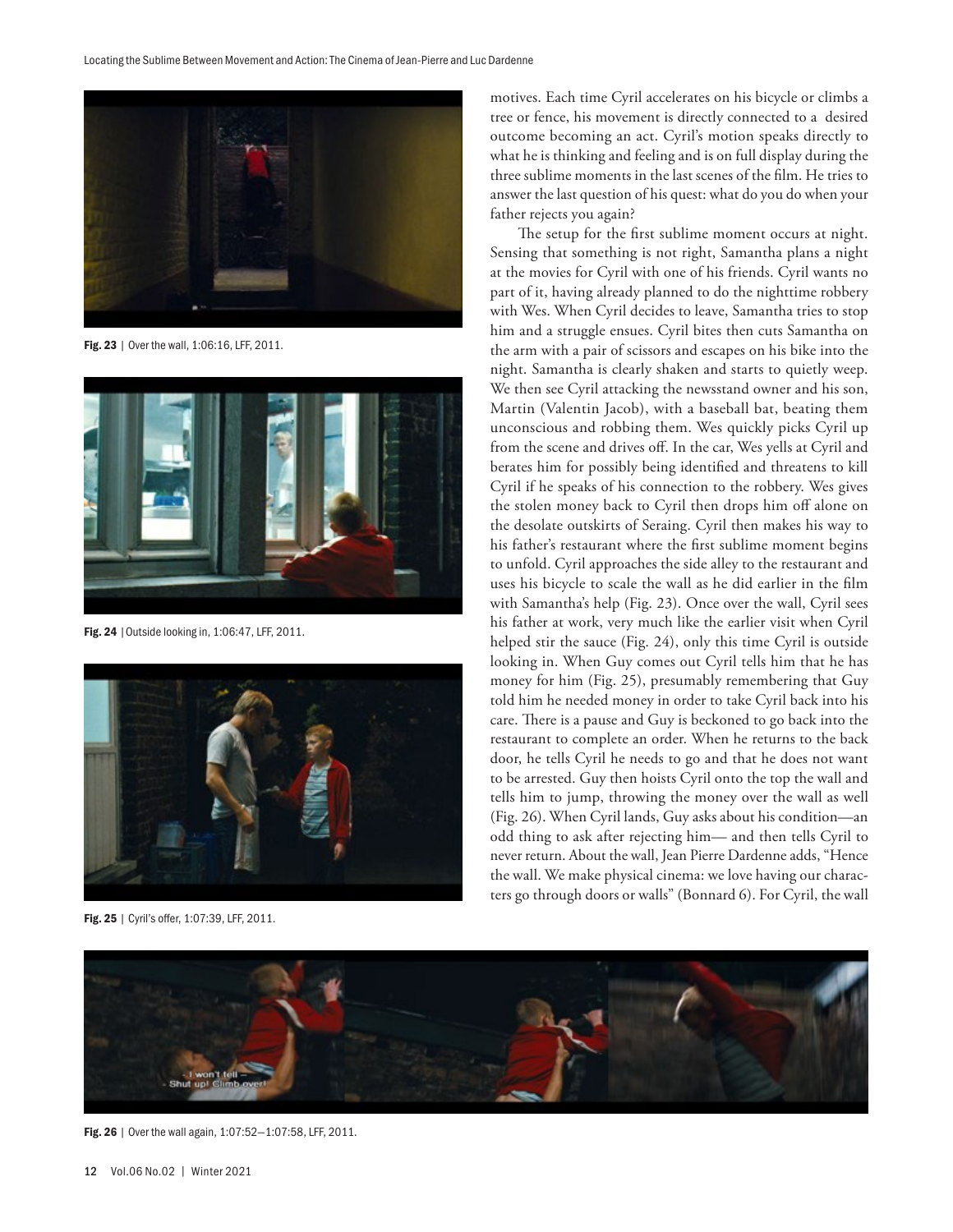motives. Each time Cyril accelerates on his bicycle or climbs a tree or fence, his movement is directly connected to a desired outcome becoming an act. Cyril's motion speaks directly to what he is thinking and feeling and is on full display during the three sublime moments in the last scenes of the film. He tries to answer the last question of his quest: what do you do when your father rejects you again?

The setup for the first sublime moment occurs at night. Sensing that something is not right, Samantha plans a night at the movies for Cyril with one of his friends. Cyril wants no part of it, having already planned to do the nighttime robbery with Wes. When Cyril decides to leave, Samantha tries to stop him and a struggle ensues. Cyril bites then cuts Samantha on the arm with a pair of scissors and escapes on his bike into the night. Samantha is clearly shaken and starts to quietly weep. We then see Cyril attacking the newsstand owner and his son, Martin (Valentin Jacob), with a baseball bat, beating them unconscious and robbing them. Wes quickly picks Cyril up from the scene and drives off. In the car, Wes yells at Cyril and berates him for possibly being identified and threatens to kill Cyril if he speaks of his connection to the robbery. Wes gives the stolen money back to Cyril then drops him off alone on the desolate outskirts of Seraing. Cyril then makes his way to his father's restaurant where the first sublime moment begins to unfold. Cyril approaches the side alley to the restaurant and uses his bicycle to scale the wall as he did earlier in the film with Samantha's help (Fig. 23). Once over the wall, Cyril sees his father at work, very much like the earlier visit when Cyril helped stir the sauce (Fig. 24), only this time Cyril is outside looking in. When Guy comes out Cyril tells him that he has money for him (Fig. 25), presumably remembering that Guy told him he needed money in order to take Cyril back into his care. There is a pause and Guy is beckoned to go back into the restaurant to complete an order. When he returns to the back door, he tells Cyril he needs to go and that he does not want to be arrested. Guy then hoists Cyril onto the top the wall and tells him to jump, throwing the money over the wall as well (Fig. 26). When Cyril lands, Guy asks about his condition—an odd thing to ask after rejecting him— and then tells Cyril to never return. About the wall, Jean Pierre Dardenne adds, "Hence the wall. We make physical cinema: we love having our characters go through doors or walls" (Bonnard 6). For Cyril, the wall

**Fig. 23** | Over the wall, 1:06:16, LFF, 2011.

**Fig. 24** | Outside looking in, 1:06:47, LFF, 2011.

**Fig. 25** | Cyril's offer, 1:07:39, LFF, 2011.

**Fig. 26** | Over the wall again, 1:07:52–1:07:58, LFF, 2011.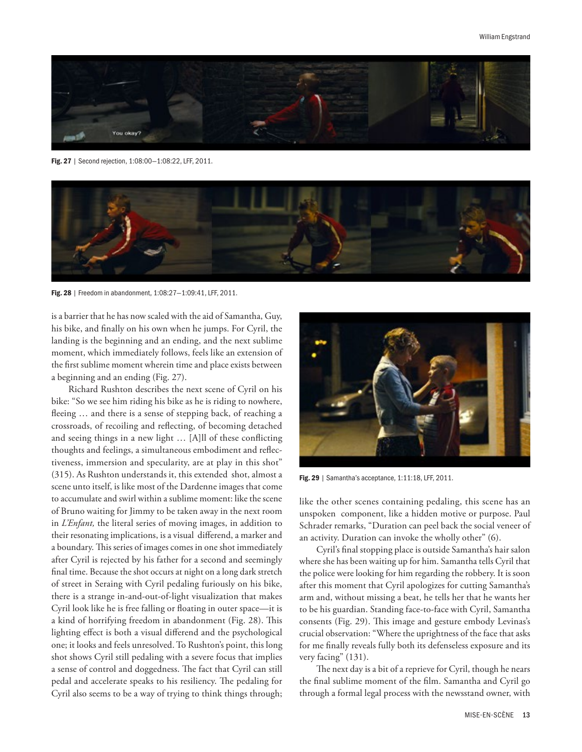Fig. 27 | Second rejection, 1:08:00—1:08:22, LFF, 2011.

Fig. 28 | Freedom in abandonment, 1:08:27—1:09:41, LFF, 2011.

is a barrier that he has now scaled with the aid of Samantha, Guy, his bike, and finally on his own when he jumps. For Cyril, the landing is the beginning and an ending, and the next sublime moment, which immediately follows, feels like an extension of the first sublime moment wherein time and place exists between a beginning and an ending (Fig. 27).

Richard Rushton describes the next scene of Cyril on his bike: "So we see him riding his bike as he is riding to nowhere, fleeing … and there is a sense of stepping back, of reaching a crossroads, of recoiling and reflecting, of becoming detached and seeing things in a new light … [A]ll of these conflicting thoughts and feelings, a simultaneous embodiment and reflectiveness, immersion and specularity, are at play in this shot" (315). As Rushton understands it, this extended shot, almost a scene unto itself, is like most of the Dardenne images that come to accumulate and swirl within a sublime moment: like the scene of Bruno waiting for Jimmy to be taken away in the next room in *L'Enfant,* the literal series of moving images, in addition to their resonating implications, is a visual differend, a marker and a boundary. This series of images comes in one shot immediately after Cyril is rejected by his father for a second and seemingly final time. Because the shot occurs at night on a long dark stretch of street in Seraing with Cyril pedaling furiously on his bike, there is a strange in-and-out-of-light visualization that makes Cyril look like he is free falling or floating in outer space—it is a kind of horrifying freedom in abandonment (Fig. 28). This lighting effect is both a visual differend and the psychological one; it looks and feels unresolved. To Rushton's point, this long shot shows Cyril still pedaling with a severe focus that implies a sense of control and doggedness. The fact that Cyril can still pedal and accelerate speaks to his resiliency. The pedaling for Cyril also seems to be a way of trying to think things through; like the other scenes containing pedaling, this scene has an unspoken component, like a hidden motive or purpose. Paul Schrader remarks, "Duration can peel back the social veneer of an activity. Duration can invoke the wholly other" (6).

Fig. 29 | Samantha's acceptance, 1:11:18, LFF, 2011.

Cyril's final stopping place is outside Samantha's hair salon where she has been waiting up for him. Samantha tells Cyril that the police were looking for him regarding the robbery. It is soon after this moment that Cyril apologizes for cutting Samantha's arm and, without missing a beat, he tells her that he wants her to be his guardian. Standing face-to-face with Cyril, Samantha consents (Fig. 29). This image and gesture embody Levinas's crucial observation: "Where the uprightness of the face that asks for me finally reveals fully both its defenseless exposure and its very facing" (131).

The next day is a bit of a reprieve for Cyril, though he nears the final sublime moment of the film. Samantha and Cyril go through a formal legal process with the newsstand owner, with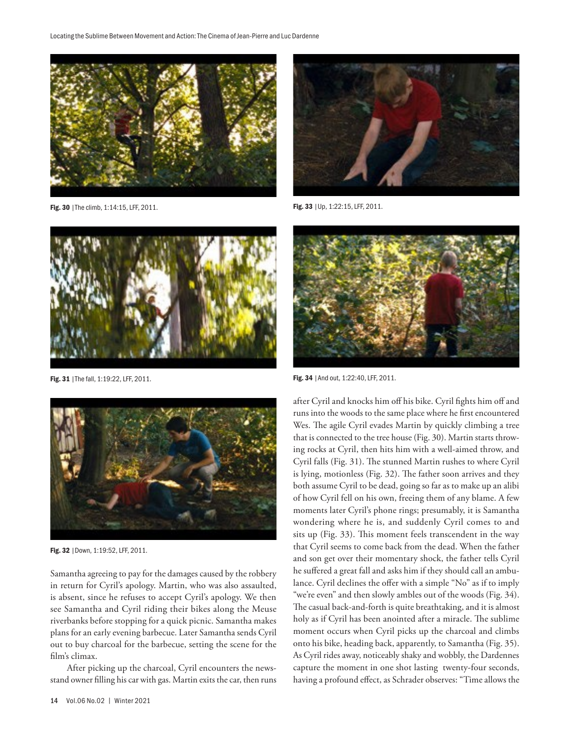Fig. 30 | The climb, 1:14:15, LFF, 2011.

Fig. 31 | The fall, 1:19:22, LFF, 2011.

Fig. 32 | Down, 1:19:52, LFF, 2011.

Fig. 33 | Up, 1:22:15, LFF, 2011.

Fig. 34 | And out, 1:22:40, LFF, 2011.

Samantha agreeing to pay for the damages caused by the robbery in return for Cyril's apology. Martin, who was also assaulted, is absent, since he refuses to accept Cyril's apology. We then see Samantha and Cyril riding their bikes along the Meuse riverbanks before stopping for a quick picnic. Samantha makes plans for an early evening barbecue. Later Samantha sends Cyril out to buy charcoal for the barbecue, setting the scene for the film's climax.

After picking up the charcoal, Cyril encounters the newsstand owner filling his car with gas. Martin exits the car, then runs after Cyril and knocks him off his bike. Cyril fights him off and runs into the woods to the same place where he first encountered Wes. The agile Cyril evades Martin by quickly climbing a tree that is connected to the tree house (Fig. 30). Martin starts throwing rocks at Cyril, then hits him with a well-aimed throw, and Cyril falls (Fig. 31). The stunned Martin rushes to where Cyril is lying, motionless (Fig. 32). The father soon arrives and they both assume Cyril to be dead, going so far as to make up an alibi of how Cyril fell on his own, freeing them of any blame. A few moments later Cyril's phone rings; presumably, it is Samantha wondering where he is, and suddenly Cyril comes to and sits up (Fig. 33). This moment feels transcendent in the way that Cyril seems to come back from the dead. When the father and son get over their momentary shock, the father tells Cyril he suffered a great fall and asks him if they should call an ambulance. Cyril declines the offer with a simple "No" as if to imply "we're even" and then slowly ambles out of the woods (Fig. 34). The casual back-and-forth is quite breathtaking, and it is almost holy as if Cyril has been anointed after a miracle. The sublime moment occurs when Cyril picks up the charcoal and climbs onto his bike, heading back, apparently, to Samantha (Fig. 35). As Cyril rides away, noticeably shaky and wobbly, the Dardennes capture the moment in one shot lasting twenty-four seconds, having a profound effect, as Schrader observes: "Time allows the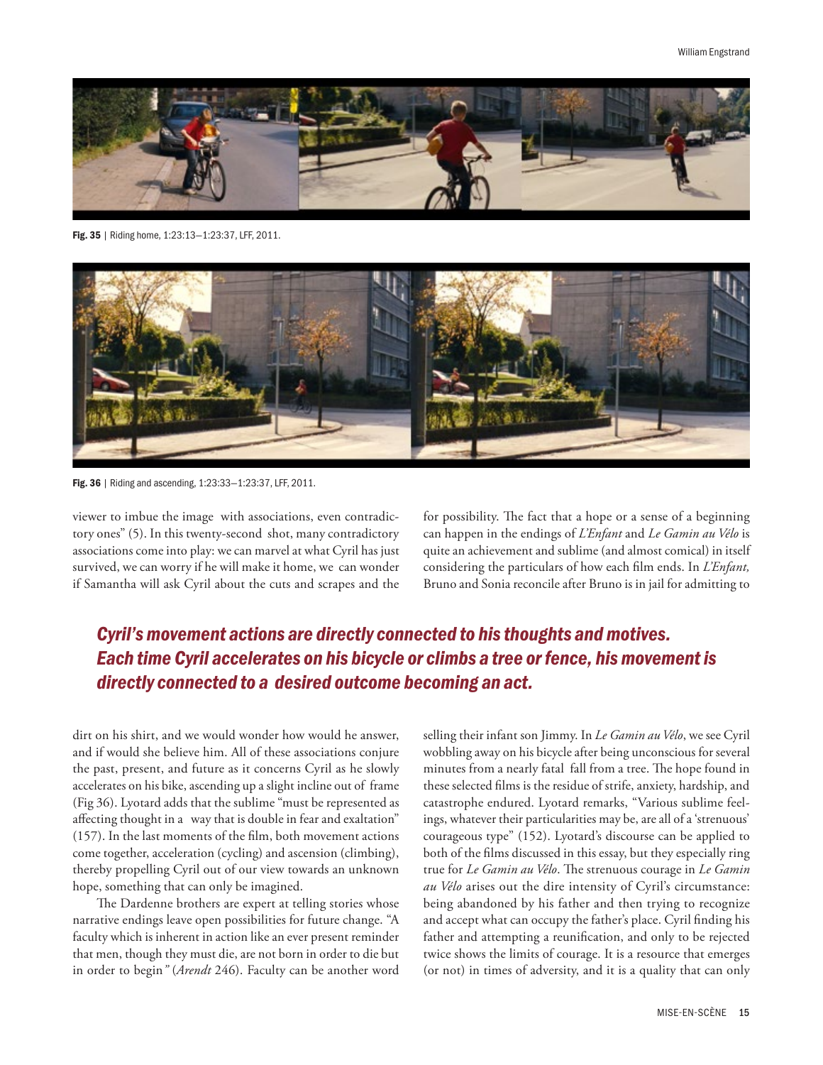Fig. 35 | Riding home, 1:23:13—1:23:37, LFF, 2011.

Fig. 36 | Riding and ascending, 1:23:33—1:23:37, LFF, 2011.

viewer to imbue the image with associations, even contradictory ones" (5). In this twenty-second shot, many contradictory associations come into play: we can marvel at what Cyril has just survived, we can worry if he will make it home, we can wonder if Samantha will ask Cyril about the cuts and scrapes and the dirt on his shirt, and we would wonder how would he answer, and if would she believe him. All of these associations conjure the past, present, and future as it concerns Cyril as he slowly accelerates on his bike, ascending up a slight incline out of frame (Fig 36). Lyotard adds that the sublime "must be represented as affecting thought in a way that is double in fear and exaltation" (157). In the last moments of the film, both movement actions come together, acceleration (cycling) and ascension (climbing), thereby propelling Cyril out of our view towards an unknown hope, something that can only be imagined.

The Dardenne brothers are expert at telling stories whose narrative endings leave open possibilities for future change. "A faculty which is inherent in action like an ever present reminder that men, though they must die, are not born in order to die but in order to begin" (*Arendt* 246). Faculty can be another word for possibility. The fact that a hope or a sense of a beginning can happen in the endings of *L'Enfant* and *Le Gamin au Vélo* is quite an achievement and sublime (and almost comical) in itself considering the particulars of how each film ends. In *L'Enfant,* Bruno and Sonia reconcile after Bruno is in jail for admitting to selling their infant son Jimmy. In *Le Gamin au Vélo*, we see Cyril wobbling away on his bicycle after being unconscious for several minutes from a nearly fatal fall from a tree. The hope found in these selected films is the residue of strife, anxiety, hardship, and catastrophe endured. Lyotard remarks, "Various sublime feelings, whatever their particularities may be, are all of a 'strenuous' courageous type" (152). Lyotard's discourse can be applied to both of the films discussed in this essay, but they especially ring true for *Le Gamin au Vélo*. The strenuous courage in *Le Gamin au Vélo* arises out the dire intensity of Cyril's circumstance: being abandoned by his father and then trying to recognize and accept what can occupy the father's place. Cyril finding his father and attempting a reunification, and only to be rejected twice shows the limits of courage. It is a resource that emerges (or not) in times of adversity, and it is a quality that can only

> ***Cyril's movement actions are directly connected to his thoughts and motives. Each time Cyril accelerates on his bicycle or climbs a tree or fence, his movement is directly connected to a desired outcome becoming an act.***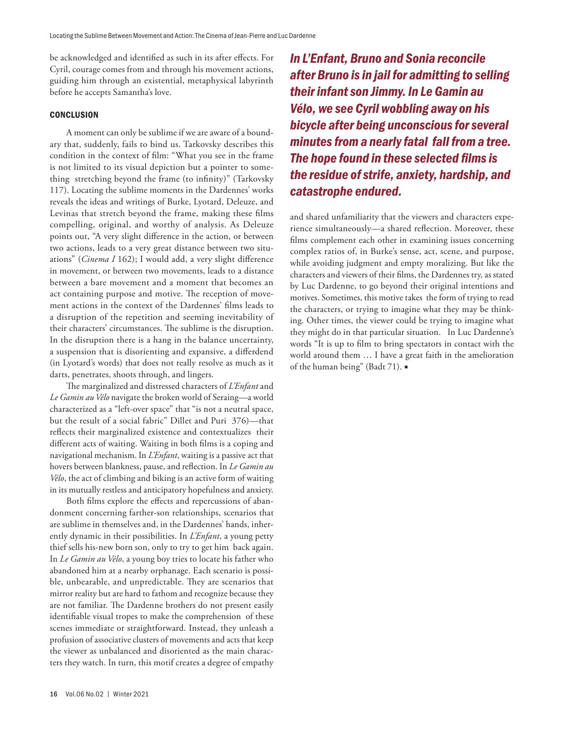be acknowledged and identified as such in its after effects. For Cyril, courage comes from and through his movement actions, guiding him through an existential, metaphysical labyrinth before he accepts Samantha's love.

## CONCLUSION

A moment can only be sublime if we are aware of a boundary that, suddenly, fails to bind us. Tarkovsky describes this condition in the context of film: "What you see in the frame is not limited to its visual depiction but a pointer to something stretching beyond the frame (to infinity)" (Tarkovsky 117). Locating the sublime moments in the Dardennes' works reveals the ideas and writings of Burke, Lyotard, Deleuze, and Levinas that stretch beyond the frame, making these films compelling, original, and worthy of analysis. As Deleuze points out, "A very slight difference in the action, or between two actions, leads to a very great distance between two situations" (*Cinema I* 162); I would add, a very slight difference in movement, or between two movements, leads to a distance between a bare movement and a moment that becomes an act containing purpose and motive. The reception of movement actions in the context of the Dardennes' films leads to a disruption of the repetition and seeming inevitability of their characters' circumstances. The sublime is the disruption. In the disruption there is a hang in the balance uncertainty, a suspension that is disorienting and expansive, a differend (in Lyotard's words) that does not really resolve as much as it darts, penetrates, shoots through, and lingers.

The marginalized and distressed characters of *L'Enfant* and *Le Gamin au Vélo* navigate the broken world of Seraing—a world characterized as a "left-over space" that "is not a neutral space, but the result of a social fabric" Dillet and Puri 376)—that reflects their marginalized existence and contextualizes their different acts of waiting. Waiting in both films is a coping and navigational mechanism. In *L'Enfant*, waiting is a passive act that hovers between blankness, pause, and reflection. In *Le Gamin au Vélo*, the act of climbing and biking is an active form of waiting in its mutually restless and anticipatory hopefulness and anxiety.

Both films explore the effects and repercussions of abandonment concerning farther-son relationships, scenarios that are sublime in themselves and, in the Dardennes' hands, inherently dynamic in their possibilities. In *L'Enfant*, a young petty thief sells his-new born son, only to try to get him back again. In *Le Gamin au Vélo*, a young boy tries to locate his father who abandoned him at a nearby orphanage. Each scenario is possible, unbearable, and unpredictable. They are scenarios that mirror reality but are hard to fathom and recognize because they are not familiar. The Dardenne brothers do not present easily identifiable visual tropes to make the comprehension of these scenes immediate or straightforward. Instead, they unleash a profusion of associative clusters of movements and acts that keep the viewer as unbalanced and disoriented as the main characters they watch. In turn, this motif creates a degree of empathy and shared unfamiliarity that the viewers and characters experience simultaneously—a shared reflection. Moreover, these films complement each other in examining issues concerning complex ratios of, in Burke's sense, act, scene, and purpose, while avoiding judgment and empty moralizing. But like the characters and viewers of their films, the Dardennes try, as stated by Luc Dardenne, to go beyond their original intentions and motives. Sometimes, this motive takes the form of trying to read the characters, or trying to imagine what they may be thinking. Other times, the viewer could be trying to imagine what they might do in that particular situation. In Luc Dardenne's words "It is up to film to bring spectators in contact with the world around them … I have a great faith in the amelioration of the human being" (Badt 71). ▪

***In L'Enfant, Bruno and Sonia reconcile after Bruno is in jail for admitting to selling their infant son Jimmy. In Le Gamin au Vélo, we see Cyril wobbling away on his bicycle after being unconscious for several minutes from a nearly fatal fall from a tree. The hope found in these selected films is the residue of strife, anxiety, hardship, and catastrophe endured.***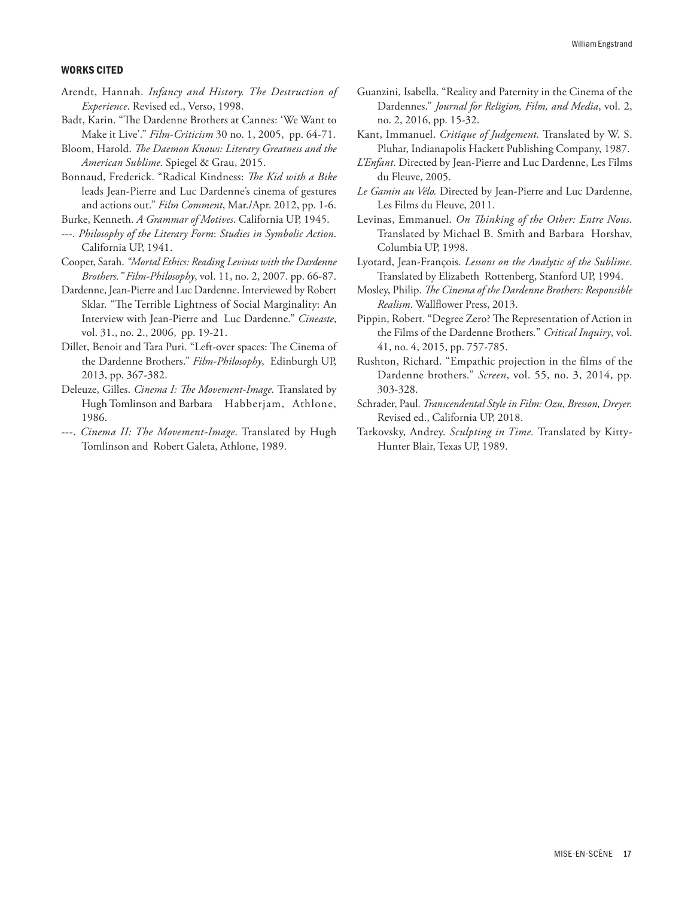## WORKS CITED

Arendt, Hannah. *Infancy and History. The Destruction of Experience*. Revised ed., Verso, 1998.

Badt, Karin. "The Dardenne Brothers at Cannes: 'We Want to Make it Live'." *Film-Criticism* 30 no. 1, 2005, pp. 64-71.

Bloom, Harold. *The Daemon Knows: Literary Greatness and the American Sublime.* Spiegel & Grau, 2015.

Bonnaud, Frederick. "Radical Kindness: *The Kid with a Bike* leads Jean-Pierre and Luc Dardenne's cinema of gestures and actions out." *Film Comment*, Mar./Apr. 2012, pp. 1-6.

Burke, Kenneth. *A Grammar of Motives*. California UP, 1945.

---. *Philosophy of the Literary Form*: *Studies in Symbolic Action*. California UP, 1941.

Cooper, Sarah. *"Mortal Ethics: Reading Levinas with the Dardenne Brothers." Film-Philosophy*, vol. 11, no. 2, 2007. pp. 66-87.

Dardenne, Jean-Pierre and Luc Dardenne. Interviewed by Robert Sklar. "The Terrible Lightness of Social Marginality: An Interview with Jean-Pierre and Luc Dardenne." *Cineaste*, vol. 31., no. 2., 2006, pp. 19-21.

Dillet, Benoit and Tara Puri. "Left-over spaces: The Cinema of the Dardenne Brothers." *Film-Philosophy*, Edinburgh UP, 2013, pp. 367-382.

Deleuze, Gilles. *Cinema I: The Movement-Image.* Translated by Hugh Tomlinson and Barbara Habberjam, Athlone, 1986.

---. *Cinema II: The Movement-Image*. Translated by Hugh Tomlinson and Robert Galeta, Athlone, 1989.

Guanzini, Isabella. "Reality and Paternity in the Cinema of the Dardennes." *Journal for Religion, Film, and Media*, vol. 2, no. 2, 2016, pp. 15-32.

Kant, Immanuel. *Critique of Judgement.* Translated by W. S. Pluhar, Indianapolis Hackett Publishing Company, 1987.

*L'Enfant.* Directed by Jean-Pierre and Luc Dardenne, Les Films du Fleuve, 2005.

*Le Gamin au Vélo.* Directed by Jean-Pierre and Luc Dardenne, Les Films du Fleuve, 2011.

Levinas, Emmanuel. *On Thinking of the Other: Entre Nous*. Translated by Michael B. Smith and Barbara Horshav, Columbia UP, 1998.

Lyotard, Jean-François. *Lessons on the Analytic of the Sublime*. Translated by Elizabeth Rottenberg, Stanford UP, 1994.

Mosley, Philip. *The Cinema of the Dardenne Brothers: Responsible Realism*. Wallflower Press, 2013.

Pippin, Robert. "Degree Zero? The Representation of Action in the Films of the Dardenne Brothers." *Critical Inquiry*, vol. 41, no. 4, 2015, pp. 757-785.

Rushton, Richard. "Empathic projection in the films of the Dardenne brothers." *Screen*, vol. 55, no. 3, 2014, pp. 303-328.

Schrader, Paul. *Transcendental Style in Film: Ozu, Bresson, Dreyer.* Revised ed., California UP, 2018.

Tarkovsky, Andrey. *Sculpting in Time.* Translated by Kitty-Hunter Blair, Texas UP, 1989.